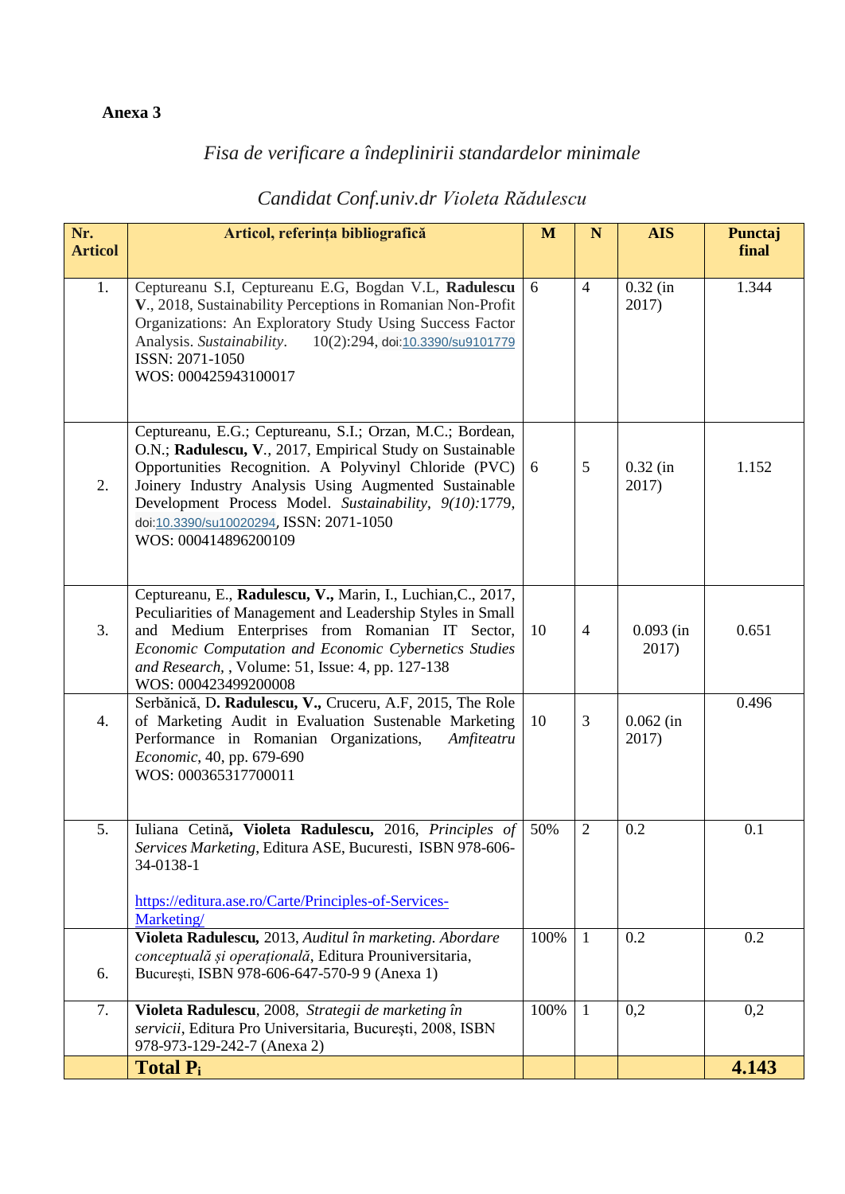**Anexa 3**

*Fisa de verificare a îndeplinirii standardelor minimale*

*Candidat Conf.univ.dr Violeta Rădulescu*

| Nr. Articol | Articol, referința bibliografică | M | N | AIS | Punctaj final |
|---|---|---|---|---|---|
| 1. | Ceptureanu S.I, Ceptureanu E.G, Bogdan V.L, **Radulescu V**., 2018, Sustainability Perceptions in Romanian Non-Profit Organizations: An Exploratory Study Using Success Factor Analysis. *Sustainability*. 10(2):294, doi:10.3390/su9101779 ISSN: 2071-1050 WOS: 000425943100017 | 6 | 4 | 0.32 (in 2017) | 1.344 |
| 2. | Ceptureanu, E.G.; Ceptureanu, S.I.; Orzan, M.C.; Bordean, O.N.; **Radulescu, V**., 2017, Empirical Study on Sustainable Opportunities Recognition. A Polyvinyl Chloride (PVC) Joinery Industry Analysis Using Augmented Sustainable Development Process Model. *Sustainability*, *9(10)*:1779, doi:10.3390/su10020294, ISSN: 2071-1050 WOS: 000414896200109 | 6 | 5 | 0.32 (in 2017) | 1.152 |
| 3. | Ceptureanu, E., **Radulescu, V.,** Marin, I., Luchian,C., 2017, Peculiarities of Management and Leadership Styles in Small and Medium Enterprises from Romanian IT Sector, *Economic Computation and Economic Cybernetics Studies and Research*, , Volume: 51, Issue: 4, pp. 127-138 WOS: 000423499200008 | 10 | 4 | 0.093 (in 2017) | 0.651 |
| 4. | Serbănică, D**. Radulescu, V.,** Cruceru, A.F, 2015, The Role of Marketing Audit in Evaluation Sustenable Marketing Performance in Romanian Organizations, *Amfiteatru Economic*, 40, pp. 679-690 WOS: 000365317700011 | 10 | 3 | 0.062 (in 2017) | 0.496 |
| 5. | Iuliana Cetină**, Violeta Radulescu,** 2016, *Principles of Services Marketing*, Editura ASE, Bucuresti, ISBN 978-606-34-0138-1 https://editura.ase.ro/Carte/Principles-of-Services-Marketing/ | 50% | 2 | 0.2 | 0.1 |
| 6. | **Violeta Radulescu,** 2013, *Auditul în marketing. Abordare conceptuală și operațională*, Editura Prouniversitaria, Bucureşti, ISBN 978-606-647-570-9 9 (Anexa 1) | 100% | 1 | 0.2 | 0.2 |
| 7. | **Violeta Radulescu**, 2008, *Strategii de marketing în servicii*, Editura Pro Universitaria, Bucureşti, 2008, ISBN 978-973-129-242-7 (Anexa 2) | 100% | 1 | 0,2 | 0,2 |
| | **Total $P_i$** | | | | **4.143** |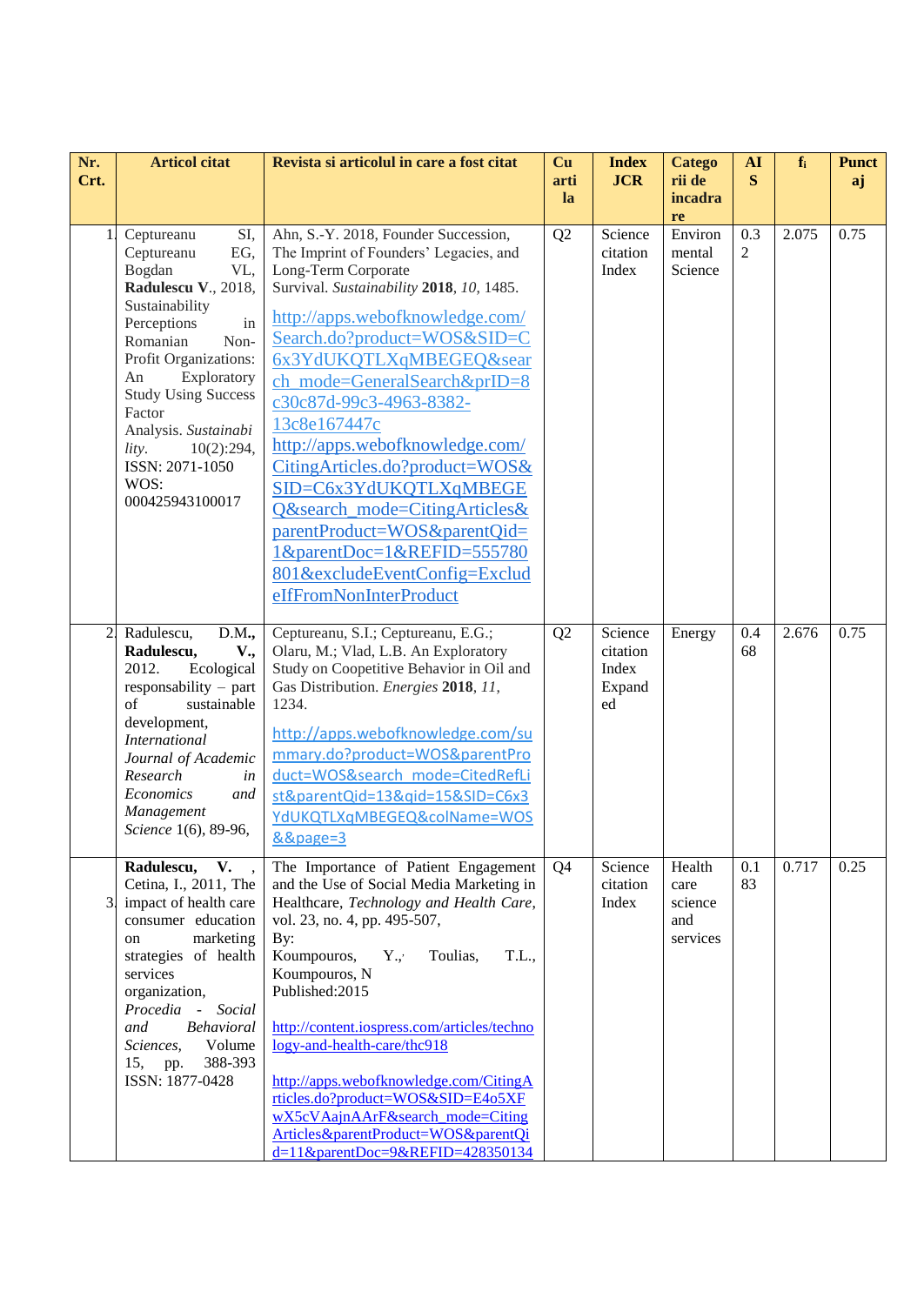| Nr. Crt. | Articol citat | Revista si articolul in care a fost citat | Cu arti la | Index JCR | Categorii de incadrare | AIS | $f_i$ | Punctaj |
|---|---|---|---|---|---|---|---|---|
| 1. | Ceptureanu SI, Ceptureanu EG, Bogdan VL, **Radulescu V.**, 2018, Sustainability Perceptions in Romanian Non-Profit Organizations: An Exploratory Study Using Success Factor Analysis. *Sustainability.* 10(2):294, ISSN: 2071-1050 WOS: 000425943100017 | Ahn, S.-Y. 2018, Founder Succession, The Imprint of Founders' Legacies, and Long-Term Corporate Survival. *Sustainability* **2018**, *10*, 1485. http://apps.webofknowledge.com/Search.do?product=WOS&SID=C6x3YdUKQTLXqMBEGEQ&search_mode=GeneralSearch&prID=8c30c87d-99c3-4963-8382-13c8e167447c http://apps.webofknowledge.com/CitingArticles.do?product=WOS&SID=C6x3YdUKQTLXqMBEGEQ&search_mode=CitingArticles&parentProduct=WOS&parentQid=1&parentDoc=1&REFID=555780801&excludeEventConfig=ExcludeIfFromNonInterProduct | Q2 | Science citation Index | Environmental Science | 0.32 | 2.075 | 0.75 |
| 2. | Radulescu, D.M., **Radulescu, V.**, 2012. Ecological responsability – part of sustainable development, *International Journal of Academic Research in Economics and Management Science* 1(6), 89-96, | Ceptureanu, S.I.; Ceptureanu, E.G.; Olaru, M.; Vlad, L.B. An Exploratory Study on Coopetitive Behavior in Oil and Gas Distribution. *Energies* **2018**, *11*, 1234. http://apps.webofknowledge.com/summary.do?product=WOS&parentProduct=WOS&search_mode=CitedRefList&parentQid=13&qid=15&SID=C6x3YdUKQTLXqMBEGEQ&colName=WOS&&page=3 | Q2 | Science citation Index Expanded | Energy | 0.468 | 2.676 | 0.75 |
| 3. | **Radulescu, V.**, Cetina, I., 2011, The impact of health care consumer education on marketing strategies of health services organization, *Procedia - Social and Behavioral Sciences,* Volume 15, pp. 388-393 ISSN: 1877-0428 | The Importance of Patient Engagement and the Use of Social Media Marketing in Healthcare, *Technology and Health Care*, vol. 23, no. 4, pp. 495-507, By: Koumpouros, Y., Toulias, T.L., Koumpouros, N Published:2015 http://content.iospress.com/articles/technology-and-health-care/thc918 http://apps.webofknowledge.com/CitingArticles.do?product=WOS&SID=E4o5XFwX5cVAajnAArF&search_mode=CitingArticles&parentProduct=WOS&parentQid=11&parentDoc=9&REFID=428350134 | Q4 | Science citation Index | Health care science and services | 0.183 | 0.717 | 0.25 |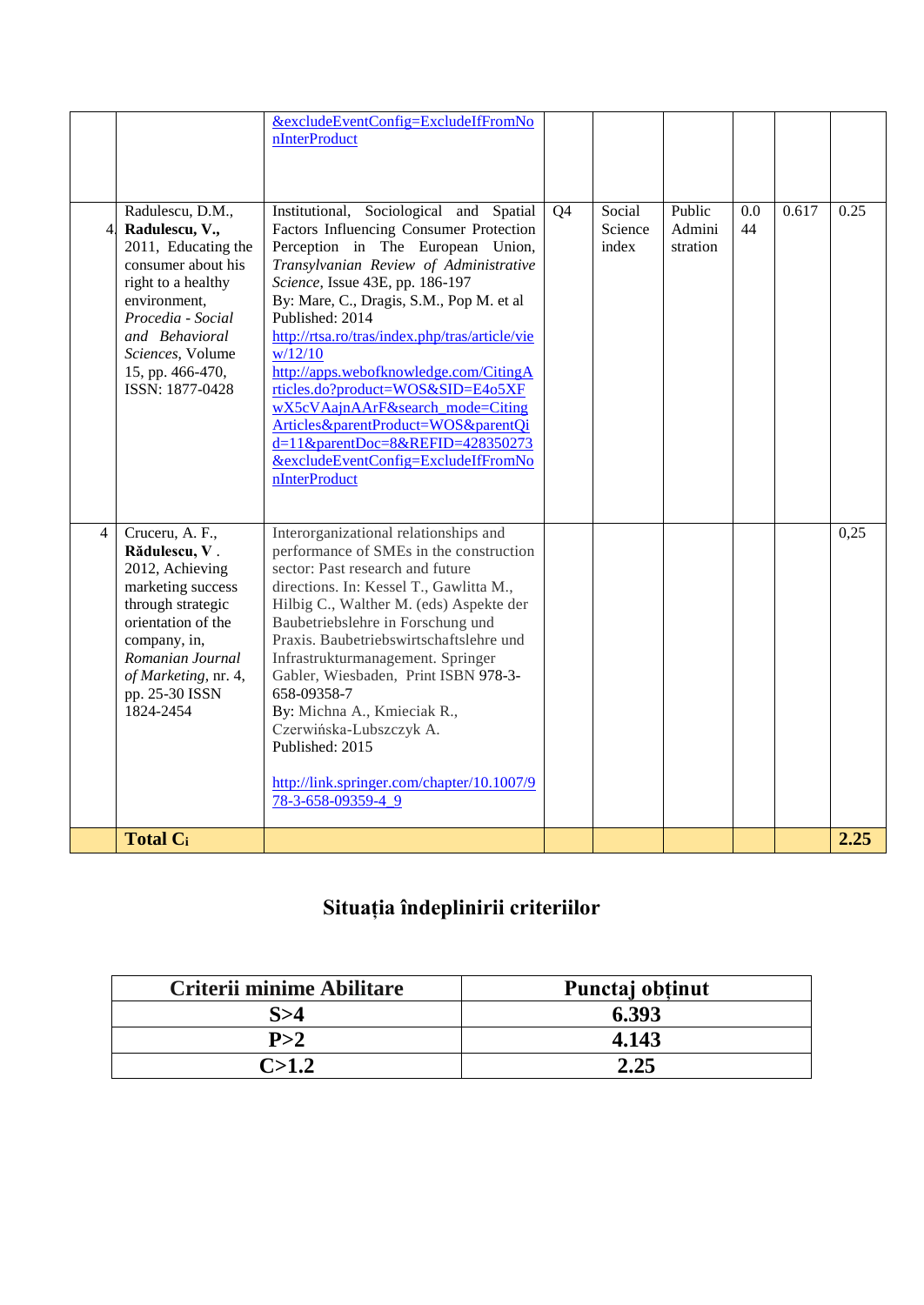| | | | | | | | | |
|---|---|---|---|---|---|---|---|---|
| | | &excludeEventConfig=ExcludeIfFromNonInterProduct | | | | | | |
| 4. | Radulescu, D.M., **Radulescu, V.,** 2011, Educating the consumer about his right to a healthy environment, *Procedia - Social and Behavioral Sciences*, Volume 15, pp. 466-470, ISSN: 1877-0428 | Institutional, Sociological and Spatial Factors Influencing Consumer Protection Perception in The European Union, *Transylvanian Review of Administrative Science*, Issue 43E, pp. 186-197<br>By: Mare, C., Dragis, S.M., Pop M. et al<br>Published: 2014<br>http://rtsa.ro/tras/index.php/tras/article/view/12/10<br>http://apps.webofknowledge.com/CitingArticles.do?product=WOS&SID=E4o5XFwX5cVAajnAArF&search_mode=CitingArticles&parentProduct=WOS&parentQid=11&parentDoc=8&REFID=428350273&excludeEventConfig=ExcludeIfFromNonInterProduct | Q4 | Social Science index | Public Administration | 0.044 | 0.617 | 0.25 |
| 4 | Cruceru, A. F., **Rădulescu, V** . 2012, Achieving marketing success through strategic orientation of the company, in, *Romanian Journal of Marketing*, nr. 4, pp. 25-30 ISSN 1824-2454 | Interorganizational relationships and performance of SMEs in the construction sector: Past research and future directions. In: Kessel T., Gawlitta M., Hilbig C., Walther M. (eds) Aspekte der Baubetriebslehre in Forschung und Praxis. Baubetriebswirtschaftslehre und Infrastrukturmanagement. Springer Gabler, Wiesbaden, Print ISBN 978-3-658-09358-7<br>By: Michna A., Kmieciak R., Czerwińska-Lubszczyk A.<br>Published: 2015<br><br>http://link.springer.com/chapter/10.1007/978-3-658-09359-4_9 | | | | | | 0,25 |
| | **Total $C_i$** | | | | | | | **2.25** |

## Situația îndeplinirii criteriilor

| Criterii minime Abilitare | Punctaj obținut |
|---|---|
| **S>4** | **6.393** |
| **P>2** | **4.143** |
| **C>1.2** | **2.25** |